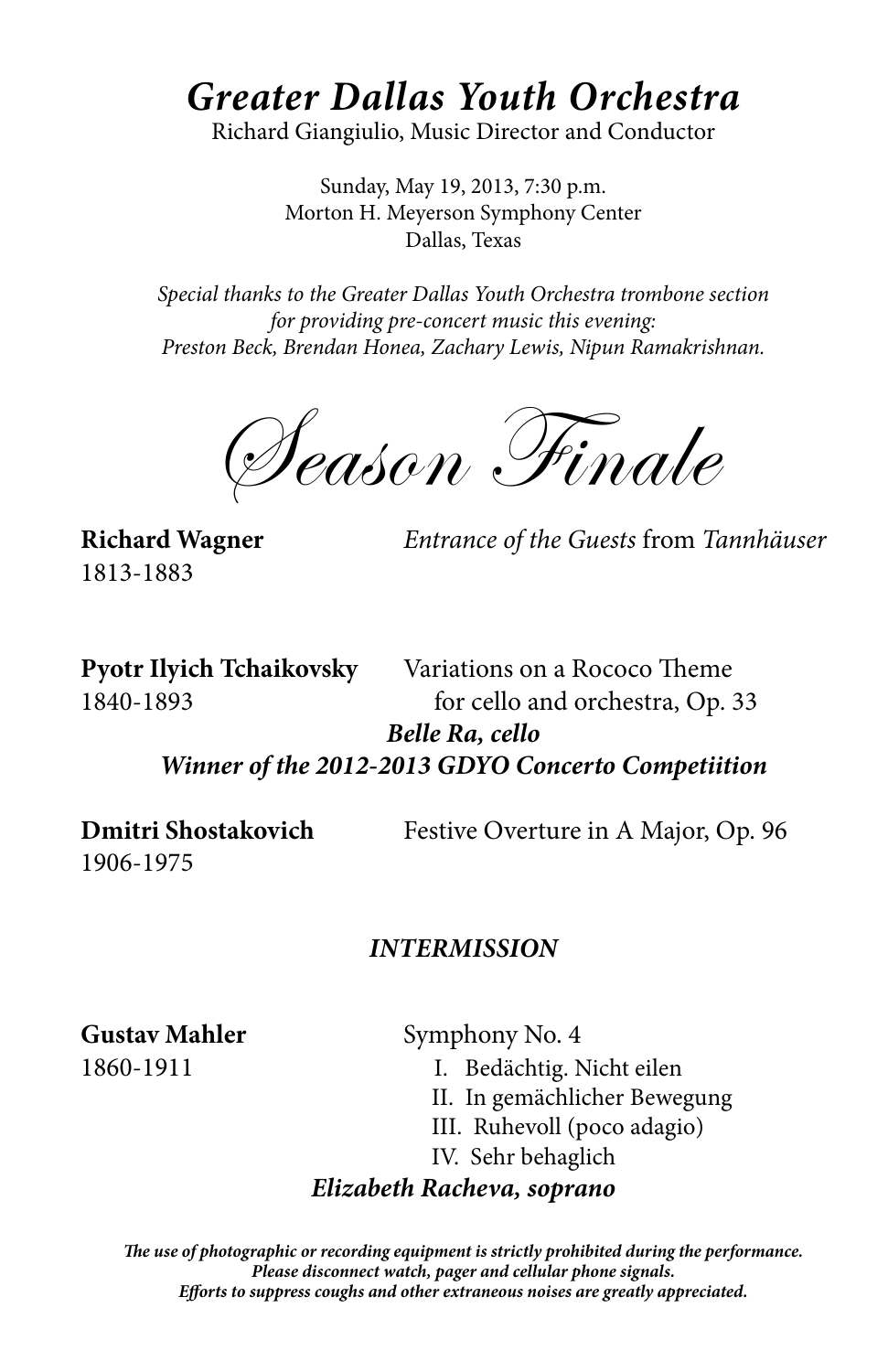# *Greater Dallas Youth Orchestra*

Richard Giangiulio, Music Director and Conductor

Sunday, May 19, 2013, 7:30 p.m.
Morton H. Meyerson Symphony Center
Dallas, Texas

*Special thanks to the Greater Dallas Youth Orchestra trombone section for providing pre-concert music this evening: Preston Beck, Brendan Honea, Zachary Lewis, Nipun Ramakrishnan.*

## *Season Finale*

**Richard Wagner**
1813-1883

*Entrance of the Guests* from *Tannhäuser*

**Pyotr Ilyich Tchaikovsky**
1840-1893

Variations on a Rococo Theme for cello and orchestra, Op. 33

***Belle Ra, cello***
***Winner of the 2012-2013 GDYO Concerto Competiition***

**Dmitri Shostakovich**
1906-1975

Festive Overture in A Major, Op. 96

***INTERMISSION***

**Gustav Mahler**
1860-1911

Symphony No. 4

I. Bedächtig. Nicht eilen
II. In gemächlicher Bewegung
III. Ruhevoll (poco adagio)
IV. Sehr behaglich

***Elizabeth Racheva, soprano***

***The use of photographic or recording equipment is strictly prohibited during the performance. Please disconnect watch, pager and cellular phone signals. Efforts to suppress coughs and other extraneous noises are greatly appreciated.***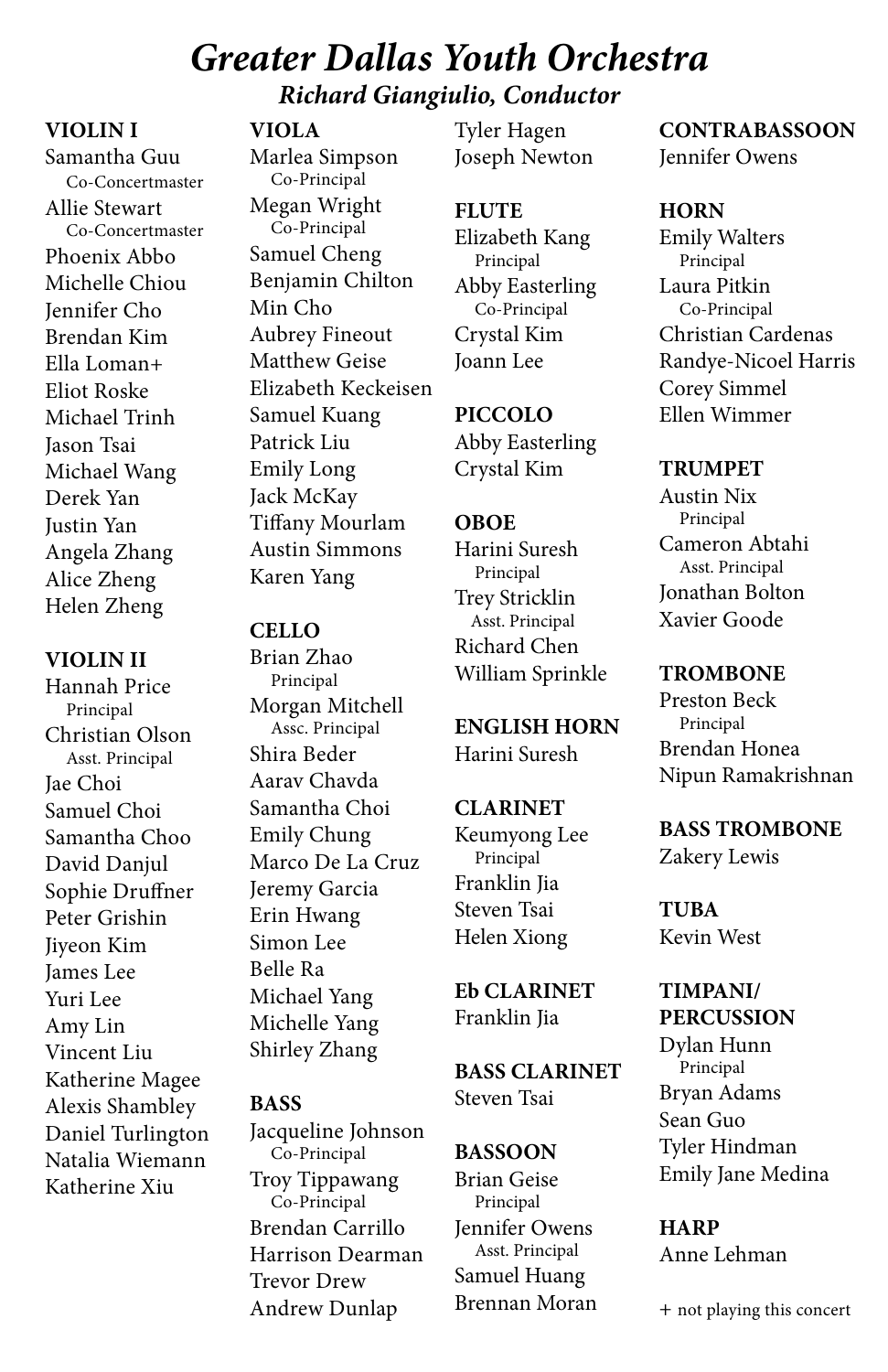# *Greater Dallas Youth Orchestra*

## *Richard Giangiulio, Conductor*

**VIOLIN I**

Samantha Guu
Co-Concertmaster
Allie Stewart
Co-Concertmaster
Phoenix Abbo
Michelle Chiou
Jennifer Cho
Brendan Kim
Ella Loman+
Eliot Roske
Michael Trinh
Jason Tsai
Michael Wang
Derek Yan
Justin Yan
Angela Zhang
Alice Zheng
Helen Zheng

**VIOLIN II**

Hannah Price
Principal
Christian Olson
Asst. Principal
Jae Choi
Samuel Choi
Samantha Choo
David Danjul
Sophie Druffner
Peter Grishin
Jiyeon Kim
James Lee
Yuri Lee
Amy Lin
Vincent Liu
Katherine Magee
Alexis Shambley
Daniel Turlington
Natalia Wiemann
Katherine Xiu

**VIOLA**

Marlea Simpson
Co-Principal
Megan Wright
Co-Principal
Samuel Cheng
Benjamin Chilton
Min Cho
Aubrey Fineout
Matthew Geise
Elizabeth Keckeisen
Samuel Kuang
Patrick Liu
Emily Long
Jack McKay
Tiffany Mourlam
Austin Simmons
Karen Yang

**CELLO**

Brian Zhao
Principal
Morgan Mitchell
Assc. Principal
Shira Beder
Aarav Chavda
Samantha Choi
Emily Chung
Marco De La Cruz
Jeremy Garcia
Erin Hwang
Simon Lee
Belle Ra
Michael Yang
Michelle Yang
Shirley Zhang

**BASS**

Jacqueline Johnson
Co-Principal
Troy Tippawang
Co-Principal
Brendan Carrillo
Harrison Dearman
Trevor Drew
Andrew Dunlap
Tyler Hagen
Joseph Newton

**FLUTE**

Elizabeth Kang
Principal
Abby Easterling
Co-Principal
Crystal Kim
Joann Lee

**PICCOLO**

Abby Easterling
Crystal Kim

**OBOE**

Harini Suresh
Principal
Trey Stricklin
Asst. Principal
Richard Chen
William Sprinkle

**ENGLISH HORN**

Harini Suresh

**CLARINET**

Keumyong Lee
Principal
Franklin Jia
Steven Tsai
Helen Xiong

**Eb CLARINET**

Franklin Jia

**BASS CLARINET**

Steven Tsai

**BASSOON**

Brian Geise
Principal
Jennifer Owens
Asst. Principal
Samuel Huang
Brennan Moran

**CONTRABASSOON**

Jennifer Owens

**HORN**

Emily Walters
Principal
Laura Pitkin
Co-Principal
Christian Cardenas
Randye-Nicoel Harris
Corey Simmel
Ellen Wimmer

**TRUMPET**

Austin Nix
Principal
Cameron Abtahi
Asst. Principal
Jonathan Bolton
Xavier Goode

**TROMBONE**

Preston Beck
Principal
Brendan Honea
Nipun Ramakrishnan

**BASS TROMBONE**

Zakery Lewis

**TUBA**

Kevin West

**TIMPANI/ PERCUSSION**

Dylan Hunn
Principal
Bryan Adams
Sean Guo
Tyler Hindman
Emily Jane Medina

**HARP**

Anne Lehman

+ not playing this concert